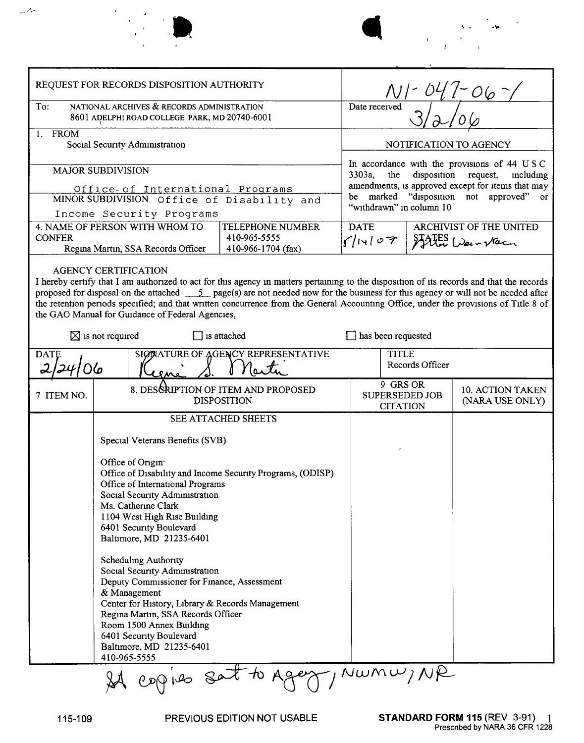| REQUEST FOR RECORDS DISPOSITION AUTHORITY | | N1-047-06-1 | |
|---|---|---|---|
| To: NATIONAL ARCHIVES & RECORDS ADMINISTRATION 8601 ADELPHI ROAD COLLEGE PARK, MD 20740-6001 | | Date received 3/2/06 | |
| 1. FROM Social Security Administration | | NOTIFICATION TO AGENCY | |
| MAJOR SUBDIVISION Office of International Programs MINOR SUBDIVISION Office of Disability and Income Security Programs | | In accordance with the provisions of 44 U S C 3303a, the disposition request, including amendments, is approved except for items that may be marked "disposition not approved" or "withdrawn" in column 10 | |
| 4. NAME OF PERSON WITH WHOM TO CONFER Regina Martin, SSA Records Officer | TELEPHONE NUMBER 410-965-5555 410-966-1704 (fax) | DATE 5/14/07 | ARCHIVIST OF THE UNITED STATES Allen Weinstein |

**AGENCY CERTIFICATION**

I hereby certify that I am authorized to act for this agency in matters pertaining to the disposition of its records and that the records proposed for disposal on the attached 5 page(s) are not needed now for the business for this agency or will not be needed after the retention periods specified; and that written concurrence from the General Accounting Office, under the provisions of Title 8 of the GAO Manual for Guidance of Federal Agencies,

☒ is not required ☐ is attached ☐ has been requested

| DATE | SIGNATURE OF AGENCY REPRESENTATIVE | TITLE |
|---|---|---|
| 2/24/06 | Regina S. Martin | Records Officer |

| 7 ITEM NO. | 8. DESCRIPTION OF ITEM AND PROPOSED DISPOSITION | 9 GRS OR SUPERSEDED JOB CITATION | 10. ACTION TAKEN (NARA USE ONLY) |
|---|---|---|---|
| | SEE ATTACHED SHEETS<br><br>Special Veterans Benefits (SVB)<br><br>Office of Origin:<br>Office of Disability and Income Security Programs, (ODISP)<br>Office of International Programs<br>Social Security Administration<br>Ms. Catherine Clark<br>1104 West High Rise Building<br>6401 Security Boulevard<br>Baltimore, MD 21235-6401<br><br>Scheduling Authority<br>Social Security Administration<br>Deputy Commissioner for Finance, Assessment & Management<br>Center for History, Library & Records Management<br>Regina Martin, SSA Records Officer<br>Room 1500 Annex Building<br>6401 Security Boulevard<br>Baltimore, MD 21235-6401<br>410-965-5555 | | |

All copies sent to Agency, NWMW, NR

115-109 PREVIOUS EDITION NOT USABLE **STANDARD FORM 115** (REV 3-91) Prescribed by NARA 36 CFR 1228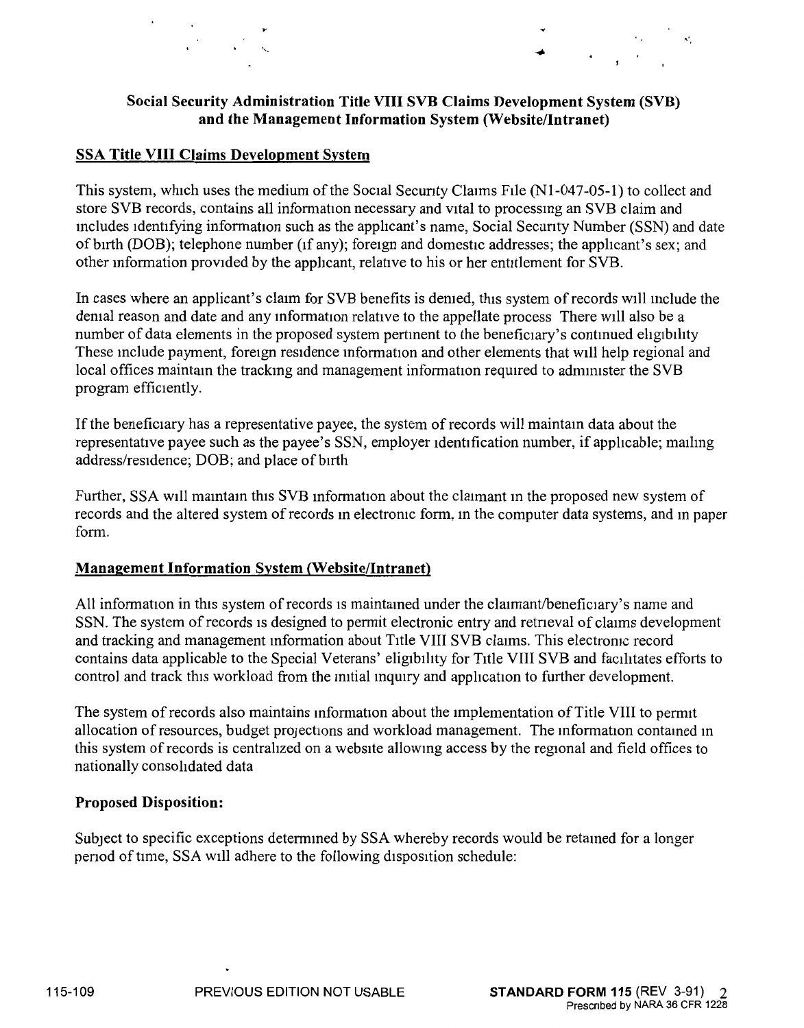**Social Security Administration Title VIII SVB Claims Development System (SVB) and the Management Information System (Website/Intranet)**

## SSA Title VIII Claims Development System

This system, which uses the medium of the Social Security Claims File (N1-047-05-1) to collect and store SVB records, contains all information necessary and vital to processing an SVB claim and includes identifying information such as the applicant's name, Social Security Number (SSN) and date of birth (DOB); telephone number (if any); foreign and domestic addresses; the applicant's sex; and other information provided by the applicant, relative to his or her entitlement for SVB.

In cases where an applicant's claim for SVB benefits is denied, this system of records will include the denial reason and date and any information relative to the appellate process There will also be a number of data elements in the proposed system pertinent to the beneficiary's continued eligibility These include payment, foreign residence information and other elements that will help regional and local offices maintain the tracking and management information required to administer the SVB program efficiently.

If the beneficiary has a representative payee, the system of records will maintain data about the representative payee such as the payee's SSN, employer identification number, if applicable; mailing address/residence; DOB; and place of birth

Further, SSA will maintain this SVB information about the claimant in the proposed new system of records and the altered system of records in electronic form, in the computer data systems, and in paper form.

## Management Information System (Website/Intranet)

All information in this system of records is maintained under the claimant/beneficiary's name and SSN. The system of records is designed to permit electronic entry and retrieval of claims development and tracking and management information about Title VIII SVB claims. This electronic record contains data applicable to the Special Veterans' eligibility for Title VIII SVB and facilitates efforts to control and track this workload from the initial inquiry and application to further development.

The system of records also maintains information about the implementation of Title VIII to permit allocation of resources, budget projections and workload management. The information contained in this system of records is centralized on a website allowing access by the regional and field offices to nationally consolidated data

**Proposed Disposition:**

Subject to specific exceptions determined by SSA whereby records would be retained for a longer period of time, SSA will adhere to the following disposition schedule: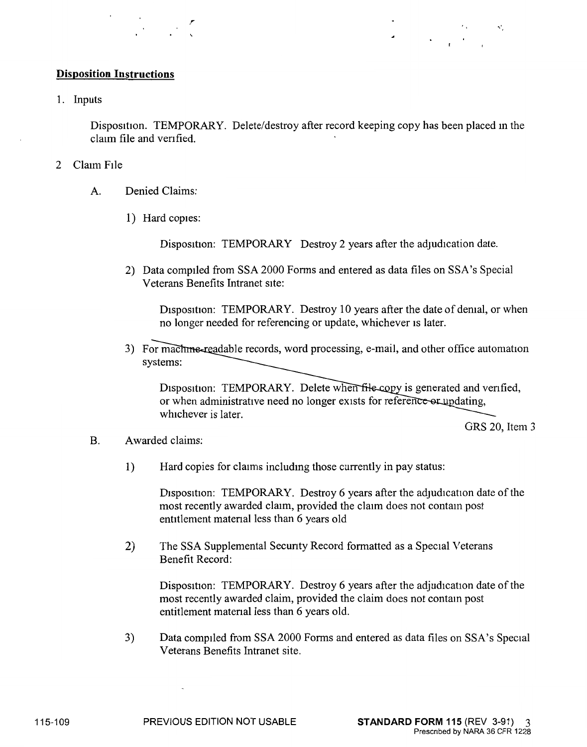**Disposition Instructions**

1. Inputs

   Disposition. TEMPORARY. Delete/destroy after record keeping copy has been placed in the claim file and verified.

2. Claim File

   A. Denied Claims:

      1) Hard copies:

         Disposition: TEMPORARY Destroy 2 years after the adjudication date.

      2) Data compiled from SSA 2000 Forms and entered as data files on SSA's Special Veterans Benefits Intranet site:

         Disposition: TEMPORARY. Destroy 10 years after the date of denial, or when no longer needed for referencing or update, whichever is later.

      3) ~~For machine-readable records, word processing, e-mail, and other office automation systems:~~

         ~~Disposition: TEMPORARY. Delete when file copy is generated and verified, or when administrative need no longer exists for reference or updating, whichever is later.~~

         GRS 20, Item 3

   B. Awarded claims:

      1) Hard copies for claims including those currently in pay status:

         Disposition: TEMPORARY. Destroy 6 years after the adjudication date of the most recently awarded claim, provided the claim does not contain post entitlement material less than 6 years old

      2) The SSA Supplemental Security Record formatted as a Special Veterans Benefit Record:

         Disposition: TEMPORARY. Destroy 6 years after the adjudication date of the most recently awarded claim, provided the claim does not contain post entitlement material less than 6 years old.

      3) Data compiled from SSA 2000 Forms and entered as data files on SSA's Special Veterans Benefits Intranet site.

115-109 PREVIOUS EDITION NOT USABLE **STANDARD FORM 115** (REV 3-91)
Prescribed by NARA 36 CFR 1228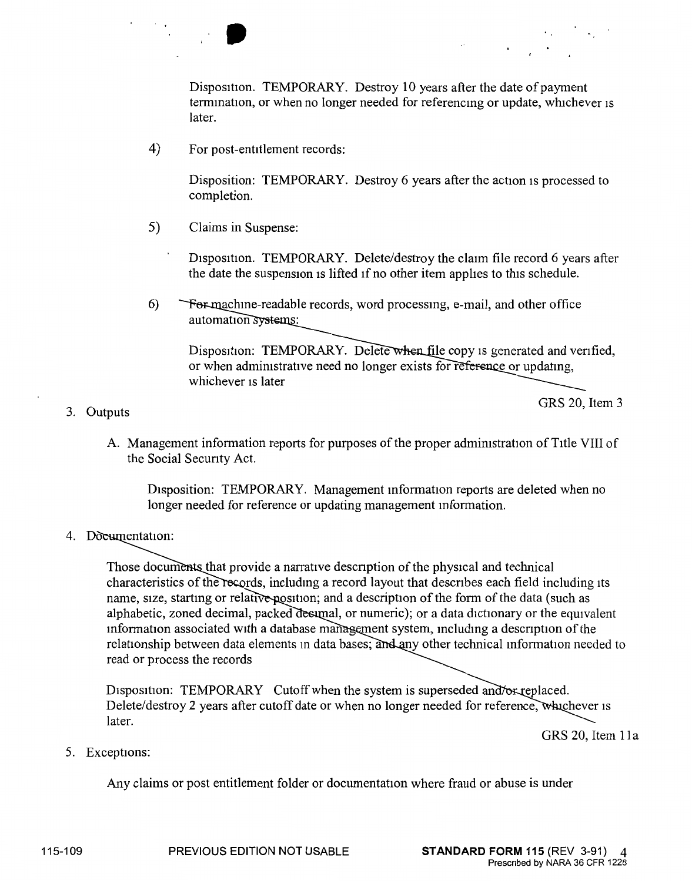Disposition. TEMPORARY. Destroy 10 years after the date of payment termination, or when no longer needed for referencing or update, whichever is later.

4) For post-entitlement records:

   Disposition: TEMPORARY. Destroy 6 years after the action is processed to completion.

5) Claims in Suspense:

   Disposition. TEMPORARY. Delete/destroy the claim file record 6 years after the date the suspension is lifted if no other item applies to this schedule.

6) For machine-readable records, word processing, e-mail, and other office automation systems:

   Disposition: TEMPORARY. Delete when file copy is generated and verified, or when administrative need no longer exists for reference or updating, whichever is later

   GRS 20, Item 3

3. Outputs

   A. Management information reports for purposes of the proper administration of Title VIII of the Social Security Act.

      Disposition: TEMPORARY. Management information reports are deleted when no longer needed for reference or updating management information.

4. Documentation:

   Those documents that provide a narrative description of the physical and technical characteristics of the records, including a record layout that describes each field including its name, size, starting or relative position; and a description of the form of the data (such as alphabetic, zoned decimal, packed decimal, or numeric); or a data dictionary or the equivalent information associated with a database management system, including a description of the relationship between data elements in data bases; and any other technical information needed to read or process the records

   Disposition: TEMPORARY Cutoff when the system is superseded and/or replaced. Delete/destroy 2 years after cutoff date or when no longer needed for reference, whichever is later.

   GRS 20, Item 11a

5. Exceptions:

   Any claims or post entitlement folder or documentation where fraud or abuse is under

115-109 PREVIOUS EDITION NOT USABLE **STANDARD FORM 115** (REV 3-91) Prescribed by NARA 36 CFR 1228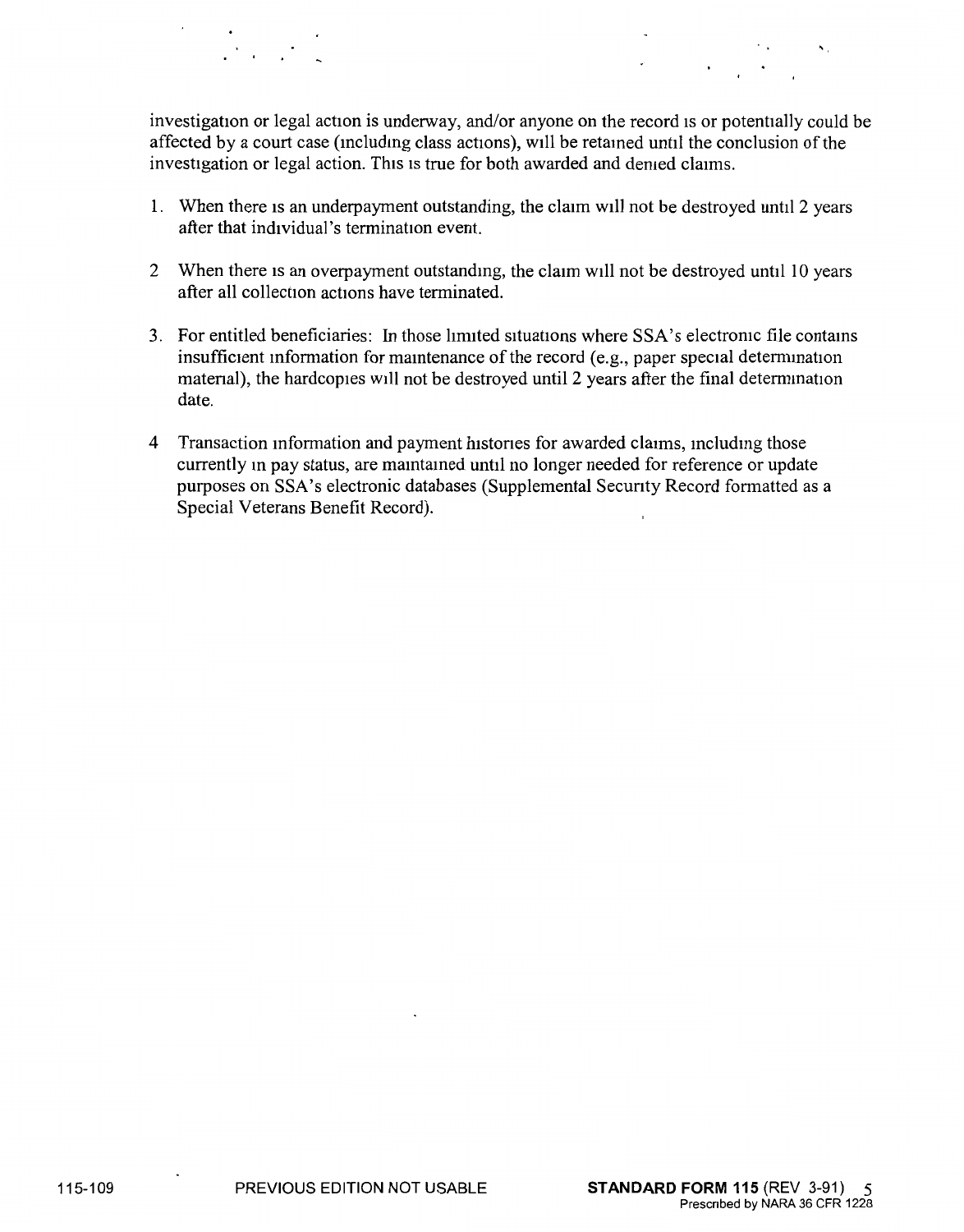investigation or legal action is underway, and/or anyone on the record is or potentially could be affected by a court case (including class actions), will be retained until the conclusion of the investigation or legal action. This is true for both awarded and denied claims.

1. When there is an underpayment outstanding, the claim will not be destroyed until 2 years after that individual's termination event.

2. When there is an overpayment outstanding, the claim will not be destroyed until 10 years after all collection actions have terminated.

3. For entitled beneficiaries: In those limited situations where SSA's electronic file contains insufficient information for maintenance of the record (e.g., paper special determination material), the hardcopies will not be destroyed until 2 years after the final determination date.

4. Transaction information and payment histories for awarded claims, including those currently in pay status, are maintained until no longer needed for reference or update purposes on SSA's electronic databases (Supplemental Security Record formatted as a Special Veterans Benefit Record).

115-109 PREVIOUS EDITION NOT USABLE **STANDARD FORM 115** (REV 3-91)
Prescribed by NARA 36 CFR 1228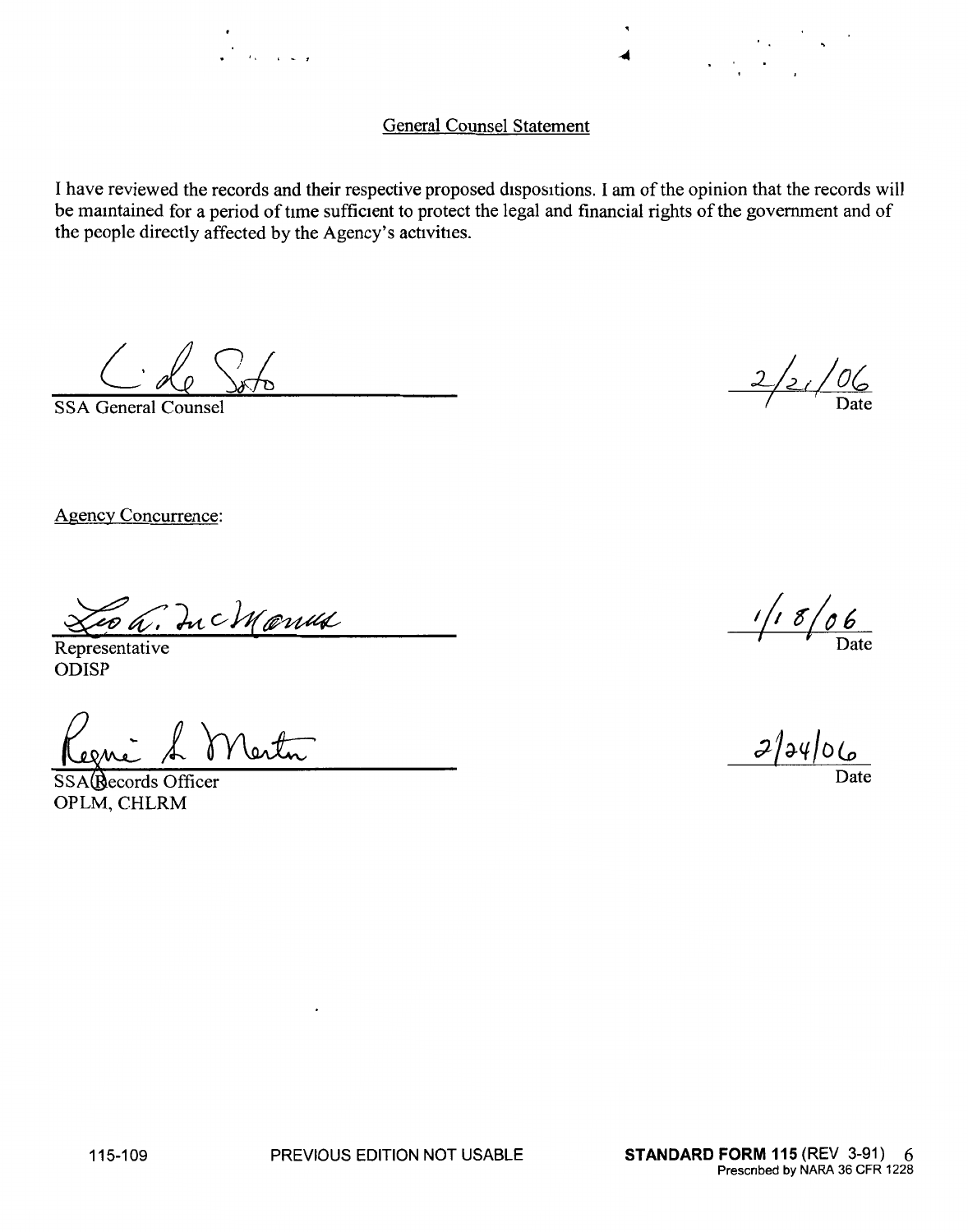## General Counsel Statement

I have reviewed the records and their respective proposed dispositions. I am of the opinion that the records will be maintained for a period of time sufficient to protect the legal and financial rights of the government and of the people directly affected by the Agency's activities.

C. de Soto
SSA General Counsel

2/21/06
Date

Agency Concurrence:

Leo A. McManus
Representative
ODISP

1/18/06
Date

Regina L. Martin
SSA Records Officer
OPLM, CHLRM

2/24/06
Date

115-109 PREVIOUS EDITION NOT USABLE **STANDARD FORM 115** (REV 3-91)
Prescribed by NARA 36 CFR 1228